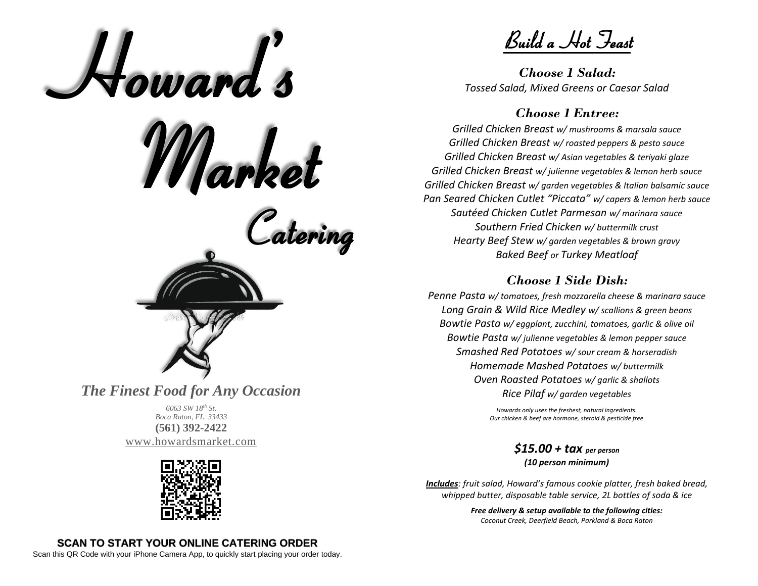# Howard's Market Catering

*The Finest Food for Any Occasion*

*6063 SW 18th St.*
*Boca Raton, FL. 33433*
**(561) 392-2422**
www.howardsmarket.com

**SCAN TO START YOUR ONLINE CATERING ORDER**
Scan this QR Code with your iPhone Camera App, to quickly start placing your order today.

## Build a Hot Feast

### *Choose 1 Salad:*

*Tossed Salad, Mixed Greens or Caesar Salad*

### *Choose 1 Entree:*

*Grilled Chicken Breast w/ mushrooms & marsala sauce*
*Grilled Chicken Breast w/ roasted peppers & pesto sauce*
*Grilled Chicken Breast w/ Asian vegetables & teriyaki glaze*
*Grilled Chicken Breast w/ julienne vegetables & lemon herb sauce*
*Grilled Chicken Breast w/ garden vegetables & Italian balsamic sauce*
*Pan Seared Chicken Cutlet "Piccata" w/ capers & lemon herb sauce*
*Sautéed Chicken Cutlet Parmesan w/ marinara sauce*
*Southern Fried Chicken w/ buttermilk crust*
*Hearty Beef Stew w/ garden vegetables & brown gravy*
*Baked Beef or Turkey Meatloaf*

### *Choose 1 Side Dish:*

*Penne Pasta w/ tomatoes, fresh mozzarella cheese & marinara sauce*
*Long Grain & Wild Rice Medley w/ scallions & green beans*
*Bowtie Pasta w/ eggplant, zucchini, tomatoes, garlic & olive oil*
*Bowtie Pasta w/ julienne vegetables & lemon pepper sauce*
*Smashed Red Potatoes w/ sour cream & horseradish*
*Homemade Mashed Potatoes w/ buttermilk*
*Oven Roasted Potatoes w/ garlic & shallots*
*Rice Pilaf w/ garden vegetables*

*Howards only uses the freshest, natural ingredients.*
*Our chicken & beef are hormone, steroid & pesticide free*

***$15.00 + tax** per person*
***(10 person minimum)***

***Includes**: fruit salad, Howard's famous cookie platter, fresh baked bread, whipped butter, disposable table service, 2L bottles of soda & ice*

***Free delivery & setup available to the following cities:***
*Coconut Creek, Deerfield Beach, Parkland & Boca Raton*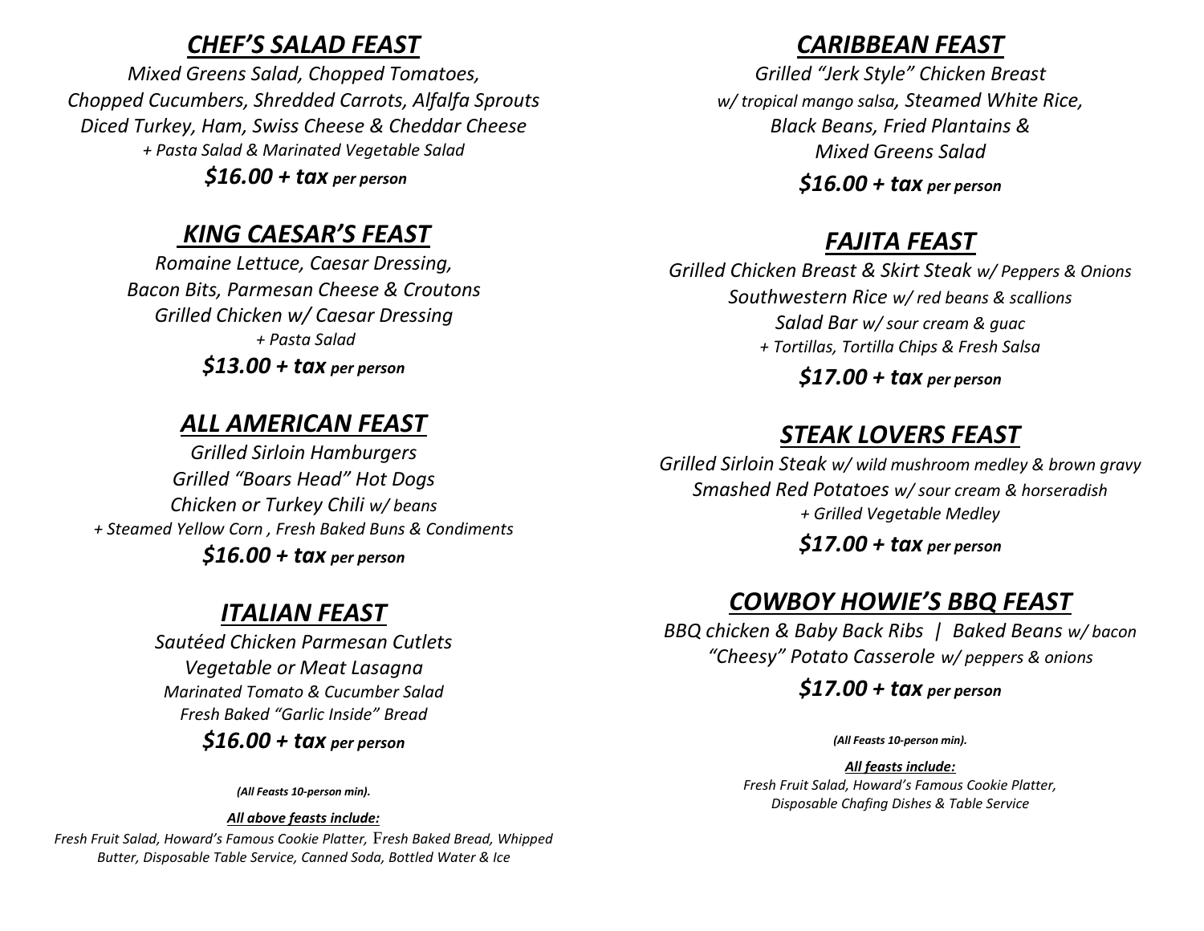## ***CHEF'S SALAD FEAST***

*Mixed Greens Salad, Chopped Tomatoes,*
*Chopped Cucumbers, Shredded Carrots, Alfalfa Sprouts*
*Diced Turkey, Ham, Swiss Cheese & Cheddar Cheese*
*+ Pasta Salad & Marinated Vegetable Salad*

***$16.00 + tax** per person*

## ***KING CAESAR'S FEAST***

*Romaine Lettuce, Caesar Dressing,*
*Bacon Bits, Parmesan Cheese & Croutons*
*Grilled Chicken w/ Caesar Dressing*
*+ Pasta Salad*

***$13.00 + tax** per person*

## ***ALL AMERICAN FEAST***

*Grilled Sirloin Hamburgers*
*Grilled "Boars Head" Hot Dogs*
*Chicken or Turkey Chili w/ beans*
*+ Steamed Yellow Corn , Fresh Baked Buns & Condiments*

***$16.00 + tax** per person*

## ***ITALIAN FEAST***

*Sautéed Chicken Parmesan Cutlets*
*Vegetable or Meat Lasagna*
*Marinated Tomato & Cucumber Salad*
*Fresh Baked "Garlic Inside" Bread*

***$16.00 + tax** per person*

***(All Feasts 10-person min).***

***All above feasts include:***
*Fresh Fruit Salad, Howard's Famous Cookie Platter, Fresh Baked Bread, Whipped Butter, Disposable Table Service, Canned Soda, Bottled Water & Ice*

## ***CARIBBEAN FEAST***

*Grilled "Jerk Style" Chicken Breast*
*w/ tropical mango salsa, Steamed White Rice,*
*Black Beans, Fried Plantains &*
*Mixed Greens Salad*

***$16.00 + tax** per person*

## ***FAJITA FEAST***

*Grilled Chicken Breast & Skirt Steak w/ Peppers & Onions*
*Southwestern Rice w/ red beans & scallions*
*Salad Bar w/ sour cream & guac*
*+ Tortillas, Tortilla Chips & Fresh Salsa*

***$17.00 + tax** per person*

## ***STEAK LOVERS FEAST***

*Grilled Sirloin Steak w/ wild mushroom medley & brown gravy*
*Smashed Red Potatoes w/ sour cream & horseradish*
*+ Grilled Vegetable Medley*

***$17.00 + tax** per person*

## ***COWBOY HOWIE'S BBQ FEAST***

*BBQ chicken & Baby Back Ribs | Baked Beans w/ bacon*
*"Cheesy" Potato Casserole w/ peppers & onions*

***$17.00 + tax** per person*

***(All Feasts 10-person min).***

***All feasts include:***
*Fresh Fruit Salad, Howard's Famous Cookie Platter,*
*Disposable Chafing Dishes & Table Service*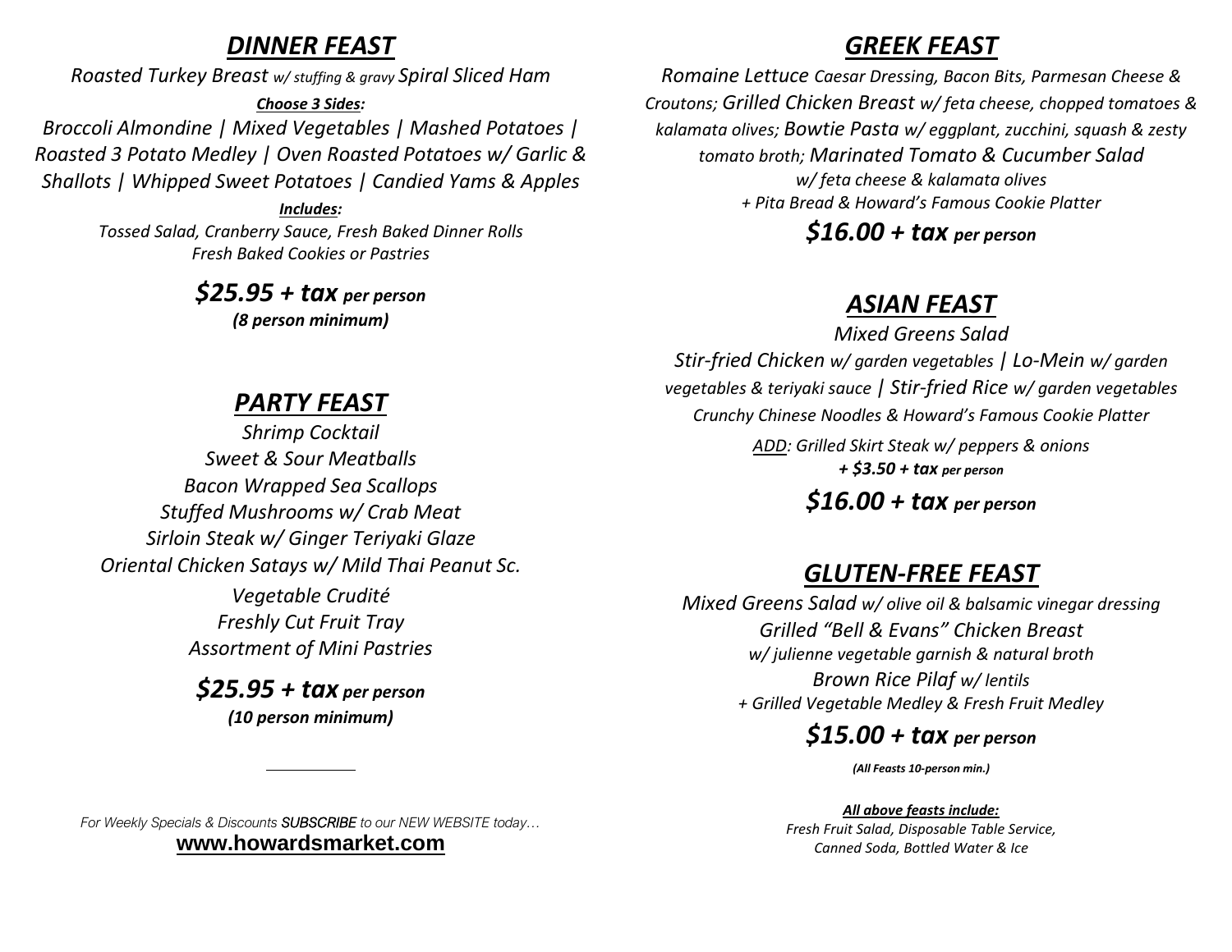## *DINNER FEAST*

*Roasted Turkey Breast w/ stuffing & gravy Spiral Sliced Ham*

***Choose 3 Sides:***

*Broccoli Almondine | Mixed Vegetables | Mashed Potatoes | Roasted 3 Potato Medley | Oven Roasted Potatoes w/ Garlic & Shallots | Whipped Sweet Potatoes | Candied Yams & Apples*

***Includes:***

*Tossed Salad, Cranberry Sauce, Fresh Baked Dinner Rolls*
*Fresh Baked Cookies or Pastries*

***$25.95 + tax per person***
***(8 person minimum)***

## *PARTY FEAST*

*Shrimp Cocktail*
*Sweet & Sour Meatballs*
*Bacon Wrapped Sea Scallops*
*Stuffed Mushrooms w/ Crab Meat*
*Sirloin Steak w/ Ginger Teriyaki Glaze*
*Oriental Chicken Satays w/ Mild Thai Peanut Sc.*
*Vegetable Crudité*
*Freshly Cut Fruit Tray*
*Assortment of Mini Pastries*

***$25.95 + tax per person***
***(10 person minimum)***

*For Weekly Specials & Discounts **SUBSCRIBE** to our NEW WEBSITE today…*
**www.howardsmarket.com**

## *GREEK FEAST*

*Romaine Lettuce Caesar Dressing, Bacon Bits, Parmesan Cheese & Croutons; Grilled Chicken Breast w/ feta cheese, chopped tomatoes & kalamata olives; Bowtie Pasta w/ eggplant, zucchini, squash & zesty tomato broth; Marinated Tomato & Cucumber Salad w/ feta cheese & kalamata olives*
*+ Pita Bread & Howard's Famous Cookie Platter*

***$16.00 + tax per person***

## *ASIAN FEAST*

*Mixed Greens Salad*
*Stir-fried Chicken w/ garden vegetables | Lo-Mein w/ garden vegetables & teriyaki sauce | Stir-fried Rice w/ garden vegetables*
*Crunchy Chinese Noodles & Howard's Famous Cookie Platter*

*ADD: Grilled Skirt Steak w/ peppers & onions*
***+ $3.50 + tax per person***

***$16.00 + tax per person***

## *GLUTEN-FREE FEAST*

*Mixed Greens Salad w/ olive oil & balsamic vinegar dressing*
*Grilled "Bell & Evans" Chicken Breast*
*w/ julienne vegetable garnish & natural broth*
*Brown Rice Pilaf w/ lentils*
*+ Grilled Vegetable Medley & Fresh Fruit Medley*

***$15.00 + tax per person***

***(All Feasts 10-person min.)***

***All above feasts include:***
*Fresh Fruit Salad, Disposable Table Service,*
*Canned Soda, Bottled Water & Ice*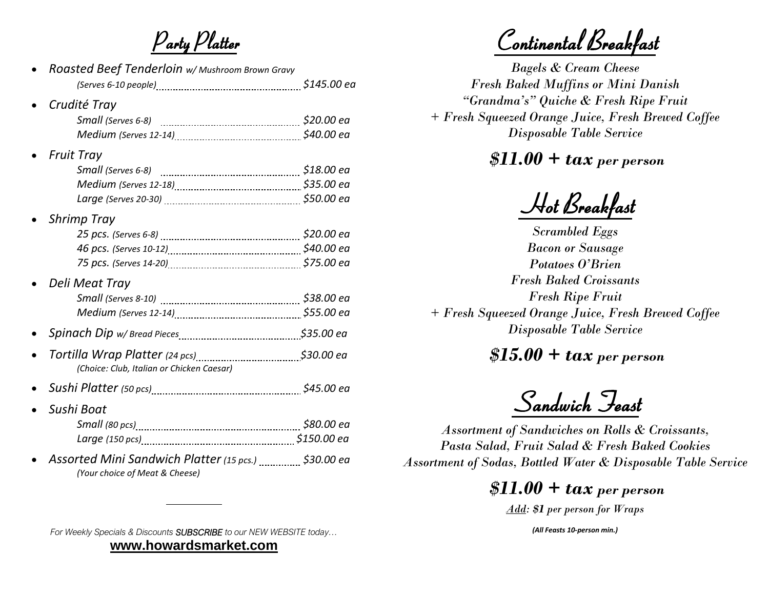# Party Platter

- *Roasted Beef Tenderloin w/ Mushroom Brown Gravy*
  *(Serves 6-10 people)* ........ *$145.00 ea*
- *Crudité Tray*
  *Small (Serves 6-8)* ........ *$20.00 ea*
  *Medium (Serves 12-14)* ........ *$40.00 ea*
- *Fruit Tray*
  *Small (Serves 6-8)* ........ *$18.00 ea*
  *Medium (Serves 12-18)* ........ *$35.00 ea*
  *Large (Serves 20-30)* ........ *$50.00 ea*
- *Shrimp Tray*
  *25 pcs. (Serves 6-8)* ........ *$20.00 ea*
  *46 pcs. (Serves 10-12)* ........ *$40.00 ea*
  *75 pcs. (Serves 14-20)* ........ *$75.00 ea*
- *Deli Meat Tray*
  *Small (Serves 8-10)* ........ *$38.00 ea*
  *Medium (Serves 12-14)* ........ *$55.00 ea*
- *Spinach Dip w/ Bread Pieces* ........ *$35.00 ea*
- *Tortilla Wrap Platter (24 pcs)* ........ *$30.00 ea*
  *(Choice: Club, Italian or Chicken Caesar)*
- *Sushi Platter (50 pcs)* ........ *$45.00 ea*
- *Sushi Boat*
  *Small (80 pcs)* ........ *$80.00 ea*
  *Large (150 pcs)* ........ *$150.00 ea*
- *Assorted Mini Sandwich Platter (15 pcs.)* ........ *$30.00 ea*
  *(Your choice of Meat & Cheese)*

*For Weekly Specials & Discounts* ***SUBSCRIBE*** *to our NEW WEBSITE today…*

**www.howardsmarket.com**

# Continental Breakfast

*Bagels & Cream Cheese*
*Fresh Baked Muffins or Mini Danish*
*"Grandma's" Quiche & Fresh Ripe Fruit*
*+ Fresh Squeezed Orange Juice, Fresh Brewed Coffee*
*Disposable Table Service*

***$11.00 + tax per person***

# Hot Breakfast

*Scrambled Eggs*
*Bacon or Sausage*
*Potatoes O'Brien*
*Fresh Baked Croissants*
*Fresh Ripe Fruit*
*+ Fresh Squeezed Orange Juice, Fresh Brewed Coffee*
*Disposable Table Service*

***$15.00 + tax per person***

# Sandwich Feast

*Assortment of Sandwiches on Rolls & Croissants,*
*Pasta Salad, Fruit Salad & Fresh Baked Cookies*
*Assortment of Sodas, Bottled Water & Disposable Table Service*

***$11.00 + tax per person***

*Add: **$1** per person for Wraps*

***(All Feasts 10-person min.)***